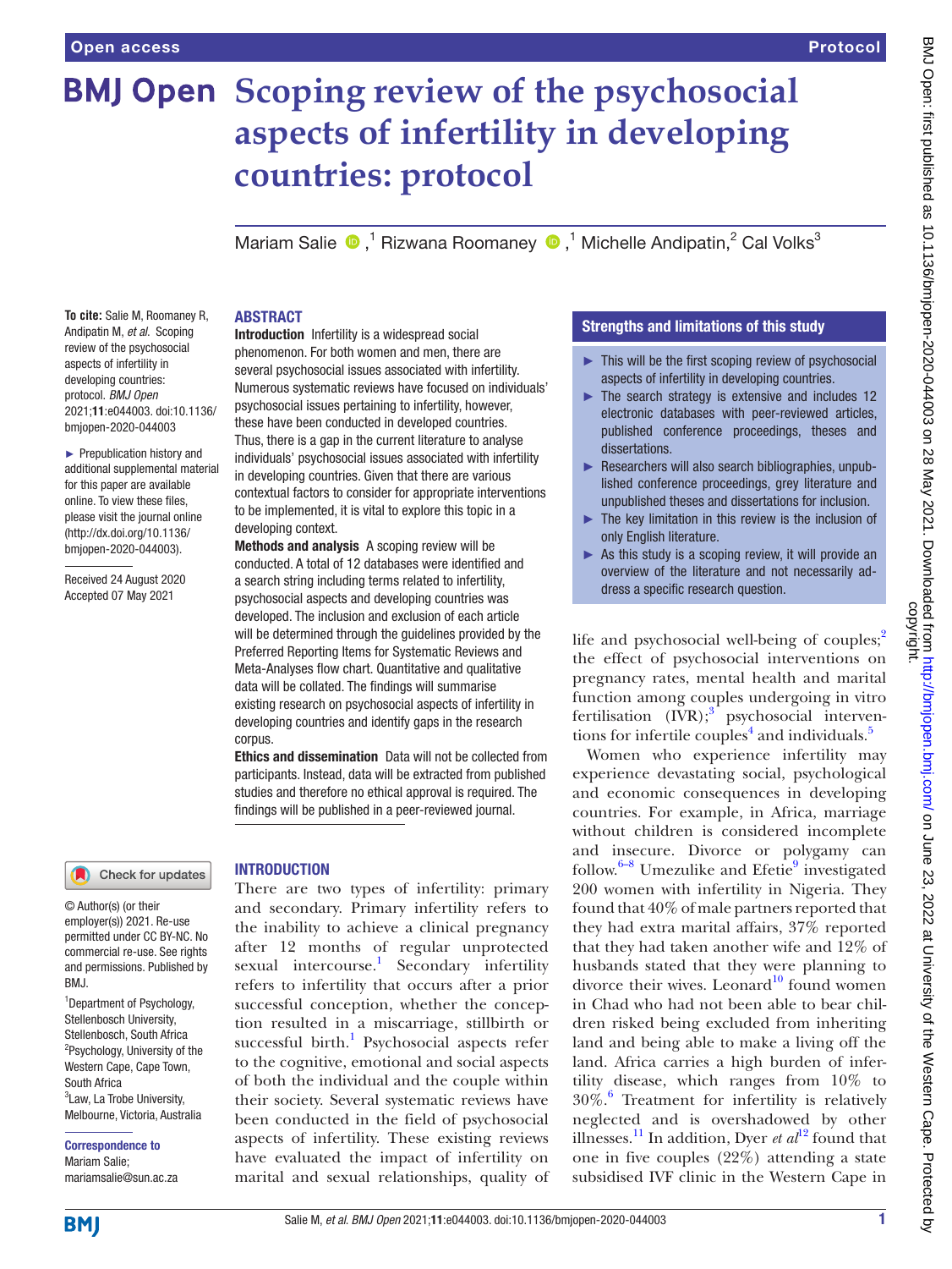Open access

Protocol

# Scoping review of the psychosocial aspects of infertility in developing countries: protocol

Mariam Salie [1], Rizwana Roomaney [1], Michelle Andipatin [2], Cal Volks [3]

**To cite:** Salie M, Roomaney R, Andipatin M, *et al*. Scoping review of the psychosocial aspects of infertility in developing countries: protocol. *BMJ Open* 2021;**11**:e044003. doi:10.1136/bmjopen-2020-044003

► Prepublication history and additional supplemental material for this paper are available online. To view these files, please visit the journal online (http://dx.doi.org/10.1136/bmjopen-2020-044003).

Received 24 August 2020
Accepted 07 May 2021

© Author(s) (or their employer(s)) 2021. Re-use permitted under CC BY-NC. No commercial re-use. See rights and permissions. Published by BMJ.

[1]Department of Psychology, Stellenbosch University, Stellenbosch, South Africa
[2]Psychology, University of the Western Cape, Cape Town, South Africa
[3]Law, La Trobe University, Melbourne, Victoria, Australia

**Correspondence to**
Mariam Salie;
mariamsalie@sun.ac.za

## ABSTRACT

**Introduction** Infertility is a widespread social phenomenon. For both women and men, there are several psychosocial issues associated with infertility. Numerous systematic reviews have focused on individuals' psychosocial issues pertaining to infertility, however, these have been conducted in developed countries. Thus, there is a gap in the current literature to analyse individuals' psychosocial issues associated with infertility in developing countries. Given that there are various contextual factors to consider for appropriate interventions to be implemented, it is vital to explore this topic in a developing context.

**Methods and analysis** A scoping review will be conducted. A total of 12 databases were identified and a search string including terms related to infertility, psychosocial aspects and developing countries was developed. The inclusion and exclusion of each article will be determined through the guidelines provided by the Preferred Reporting Items for Systematic Reviews and Meta-Analyses flow chart. Quantitative and qualitative data will be collated. The findings will summarise existing research on psychosocial aspects of infertility in developing countries and identify gaps in the research corpus.

**Ethics and dissemination** Data will not be collected from participants. Instead, data will be extracted from published studies and therefore no ethical approval is required. The findings will be published in a peer-reviewed journal.

### Strengths and limitations of this study

- This will be the first scoping review of psychosocial aspects of infertility in developing countries.
- The search strategy is extensive and includes 12 electronic databases with peer-reviewed articles, published conference proceedings, theses and dissertations.
- Researchers will also search bibliographies, unpublished conference proceedings, grey literature and unpublished theses and dissertations for inclusion.
- The key limitation in this review is the inclusion of only English literature.
- As this study is a scoping review, it will provide an overview of the literature and not necessarily address a specific research question.

## INTRODUCTION

There are two types of infertility: primary and secondary. Primary infertility refers to the inability to achieve a clinical pregnancy after 12 months of regular unprotected sexual intercourse.[1] Secondary infertility refers to infertility that occurs after a prior successful conception, whether the conception resulted in a miscarriage, stillbirth or successful birth.[1] Psychosocial aspects refer to the cognitive, emotional and social aspects of both the individual and the couple within their society. Several systematic reviews have been conducted in the field of psychosocial aspects of infertility. These existing reviews have evaluated the impact of infertility on marital and sexual relationships, quality of life and psychosocial well-being of couples;[2] the effect of psychosocial interventions on pregnancy rates, mental health and marital function among couples undergoing in vitro fertilisation (IVR);[3] psychosocial interventions for infertile couples[4] and individuals.[5]

Women who experience infertility may experience devastating social, psychological and economic consequences in developing countries. For example, in Africa, marriage without children is considered incomplete and insecure. Divorce or polygamy can follow.[6–8] Umezulike and Efetie[9] investigated 200 women with infertility in Nigeria. They found that 40% of male partners reported that they had extra marital affairs, 37% reported that they had taken another wife and 12% of husbands stated that they were planning to divorce their wives. Leonard[10] found women in Chad who had not been able to bear children risked being excluded from inheriting land and being able to make a living off the land. Africa carries a high burden of infertility disease, which ranges from 10% to 30%.[6] Treatment for infertility is relatively neglected and is overshadowed by other illnesses.[11] In addition, Dyer *et al*[12] found that one in five couples (22%) attending a state subsidised IVF clinic in the Western Cape in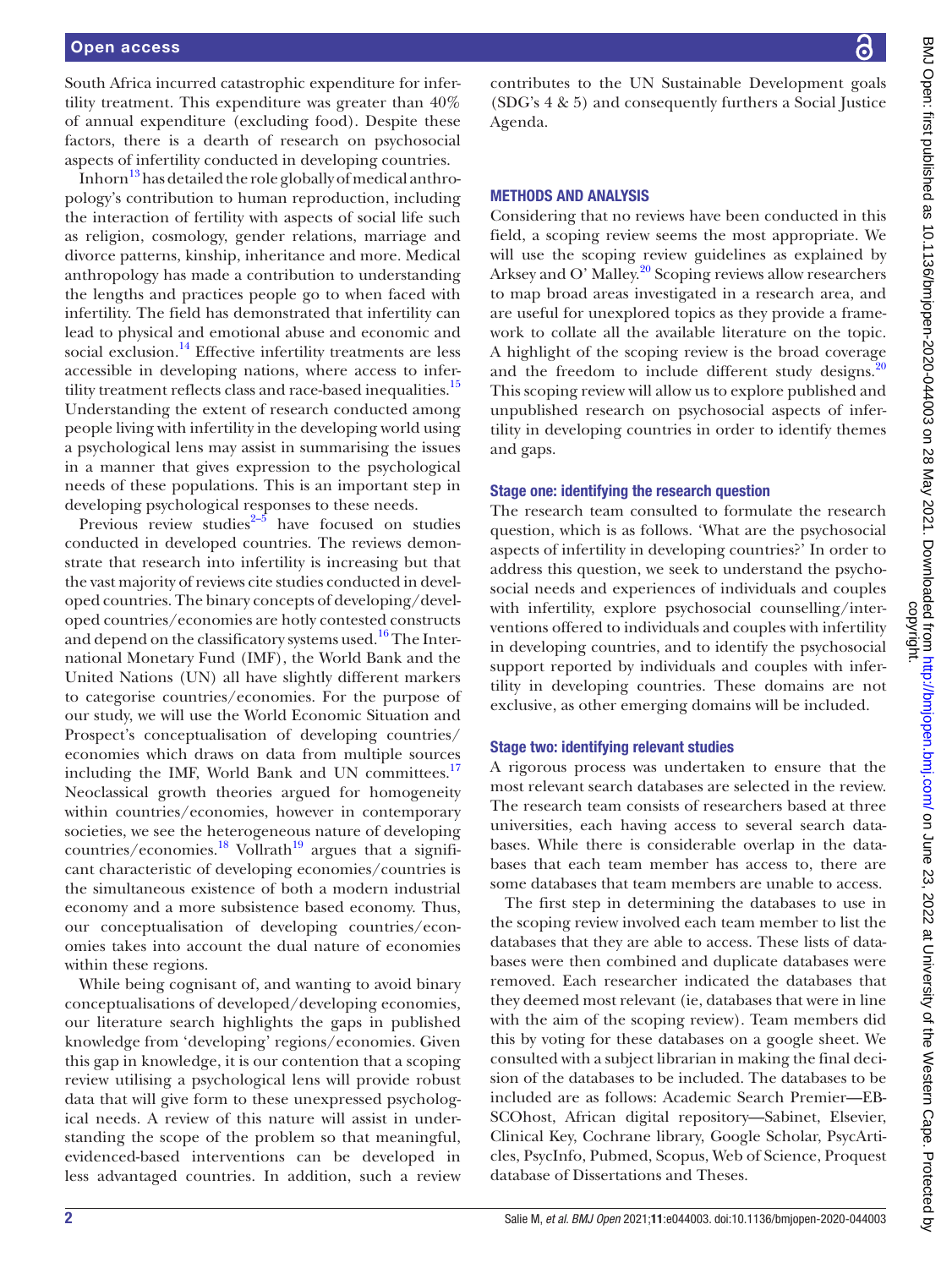South Africa incurred catastrophic expenditure for infertility treatment. This expenditure was greater than 40% of annual expenditure (excluding food). Despite these factors, there is a dearth of research on psychosocial aspects of infertility conducted in developing countries.

Inhorn[13] has detailed the role globally of medical anthropology's contribution to human reproduction, including the interaction of fertility with aspects of social life such as religion, cosmology, gender relations, marriage and divorce patterns, kinship, inheritance and more. Medical anthropology has made a contribution to understanding the lengths and practices people go to when faced with infertility. The field has demonstrated that infertility can lead to physical and emotional abuse and economic and social exclusion.[14] Effective infertility treatments are less accessible in developing nations, where access to infertility treatment reflects class and race-based inequalities.[15] Understanding the extent of research conducted among people living with infertility in the developing world using a psychological lens may assist in summarising the issues in a manner that gives expression to the psychological needs of these populations. This is an important step in developing psychological responses to these needs.

Previous review studies[2–5] have focused on studies conducted in developed countries. The reviews demonstrate that research into infertility is increasing but that the vast majority of reviews cite studies conducted in developed countries. The binary concepts of developing/developed countries/economies are hotly contested constructs and depend on the classificatory systems used.[16] The International Monetary Fund (IMF), the World Bank and the United Nations (UN) all have slightly different markers to categorise countries/economies. For the purpose of our study, we will use the World Economic Situation and Prospect's conceptualisation of developing countries/economies which draws on data from multiple sources including the IMF, World Bank and UN committees.[17] Neoclassical growth theories argued for homogeneity within countries/economies, however in contemporary societies, we see the heterogeneous nature of developing countries/economies.[18] Vollrath[19] argues that a significant characteristic of developing economies/countries is the simultaneous existence of both a modern industrial economy and a more subsistence based economy. Thus, our conceptualisation of developing countries/economies takes into account the dual nature of economies within these regions.

While being cognisant of, and wanting to avoid binary conceptualisations of developed/developing economies, our literature search highlights the gaps in published knowledge from 'developing' regions/economies. Given this gap in knowledge, it is our contention that a scoping review utilising a psychological lens will provide robust data that will give form to these unexpressed psychological needs. A review of this nature will assist in understanding the scope of the problem so that meaningful, evidenced-based interventions can be developed in less advantaged countries. In addition, such a review contributes to the UN Sustainable Development goals (SDG's 4 & 5) and consequently furthers a Social Justice Agenda.

## METHODS AND ANALYSIS

Considering that no reviews have been conducted in this field, a scoping review seems the most appropriate. We will use the scoping review guidelines as explained by Arksey and O' Malley.[20] Scoping reviews allow researchers to map broad areas investigated in a research area, and are useful for unexplored topics as they provide a framework to collate all the available literature on the topic. A highlight of the scoping review is the broad coverage and the freedom to include different study designs.[20] This scoping review will allow us to explore published and unpublished research on psychosocial aspects of infertility in developing countries in order to identify themes and gaps.

### Stage one: identifying the research question

The research team consulted to formulate the research question, which is as follows. 'What are the psychosocial aspects of infertility in developing countries?' In order to address this question, we seek to understand the psychosocial needs and experiences of individuals and couples with infertility, explore psychosocial counselling/interventions offered to individuals and couples with infertility in developing countries, and to identify the psychosocial support reported by individuals and couples with infertility in developing countries. These domains are not exclusive, as other emerging domains will be included.

### Stage two: identifying relevant studies

A rigorous process was undertaken to ensure that the most relevant search databases are selected in the review. The research team consists of researchers based at three universities, each having access to several search databases. While there is considerable overlap in the databases that each team member has access to, there are some databases that team members are unable to access.

The first step in determining the databases to use in the scoping review involved each team member to list the databases that they are able to access. These lists of databases were then combined and duplicate databases were removed. Each researcher indicated the databases that they deemed most relevant (ie, databases that were in line with the aim of the scoping review). Team members did this by voting for these databases on a google sheet. We consulted with a subject librarian in making the final decision of the databases to be included. The databases to be included are as follows: Academic Search Premier—EBSCOhost, African digital repository—Sabinet, Elsevier, Clinical Key, Cochrane library, Google Scholar, PsycArticles, PsycInfo, Pubmed, Scopus, Web of Science, Proquest database of Dissertations and Theses.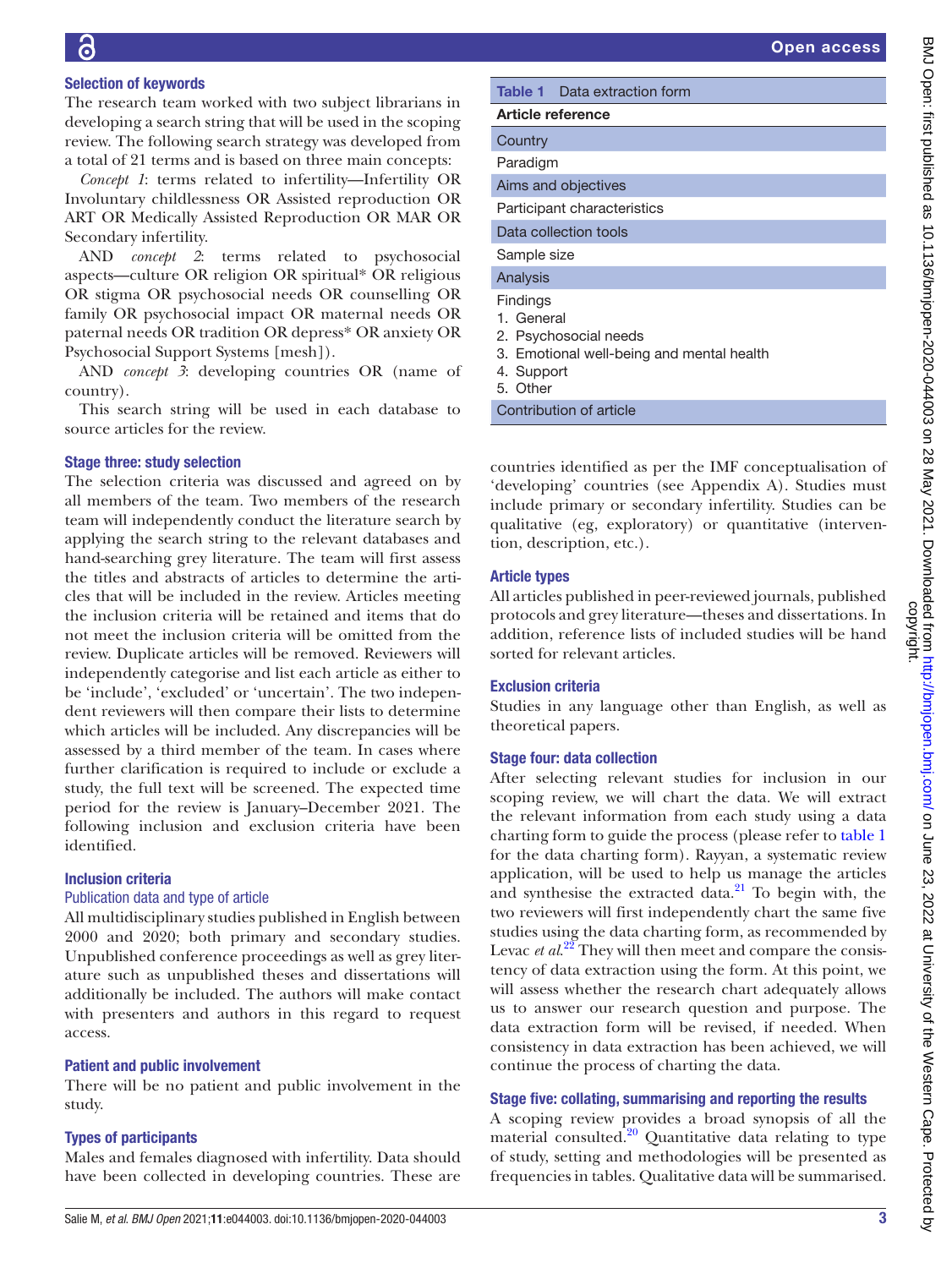### Selection of keywords

The research team worked with two subject librarians in developing a search string that will be used in the scoping review. The following search strategy was developed from a total of 21 terms and is based on three main concepts:

*Concept 1*: terms related to infertility—Infertility OR Involuntary childlessness OR Assisted reproduction OR ART OR Medically Assisted Reproduction OR MAR OR Secondary infertility.

AND *concept 2*: terms related to psychosocial aspects—culture OR religion OR spiritual* OR religious OR stigma OR psychosocial needs OR counselling OR family OR psychosocial impact OR maternal needs OR paternal needs OR tradition OR depress* OR anxiety OR Psychosocial Support Systems [mesh]).

AND *concept 3*: developing countries OR (name of country).

This search string will be used in each database to source articles for the review.

### Stage three: study selection

The selection criteria was discussed and agreed on by all members of the team. Two members of the research team will independently conduct the literature search by applying the search string to the relevant databases and hand-searching grey literature. The team will first assess the titles and abstracts of articles to determine the articles that will be included in the review. Articles meeting the inclusion criteria will be retained and items that do not meet the inclusion criteria will be omitted from the review. Duplicate articles will be removed. Reviewers will independently categorise and list each article as either to be 'include', 'excluded' or 'uncertain'. The two independent reviewers will then compare their lists to determine which articles will be included. Any discrepancies will be assessed by a third member of the team. In cases where further clarification is required to include or exclude a study, the full text will be screened. The expected time period for the review is January–December 2021. The following inclusion and exclusion criteria have been identified.

### Inclusion criteria

#### Publication data and type of article

All multidisciplinary studies published in English between 2000 and 2020; both primary and secondary studies. Unpublished conference proceedings as well as grey literature such as unpublished theses and dissertations will additionally be included. The authors will make contact with presenters and authors in this regard to request access.

### Patient and public involvement

There will be no patient and public involvement in the study.

### Types of participants

Males and females diagnosed with infertility. Data should have been collected in developing countries. These are countries identified as per the IMF conceptualisation of 'developing' countries (see Appendix A). Studies must include primary or secondary infertility. Studies can be qualitative (eg, exploratory) or quantitative (intervention, description, etc.).

**Table 1** Data extraction form

| Article reference |
|---|
| Country |
| Paradigm |
| Aims and objectives |
| Participant characteristics |
| Data collection tools |
| Sample size |
| Analysis |
| Findings<br>1. General<br>2. Psychosocial needs<br>3. Emotional well-being and mental health<br>4. Support<br>5. Other |
| Contribution of article |

### Article types

All articles published in peer-reviewed journals, published protocols and grey literature—theses and dissertations. In addition, reference lists of included studies will be hand sorted for relevant articles.

### Exclusion criteria

Studies in any language other than English, as well as theoretical papers.

### Stage four: data collection

After selecting relevant studies for inclusion in our scoping review, we will chart the data. We will extract the relevant information from each study using a data charting form to guide the process (please refer to table 1 for the data charting form). Rayyan, a systematic review application, will be used to help us manage the articles and synthesise the extracted data.[21] To begin with, the two reviewers will first independently chart the same five studies using the data charting form, as recommended by Levac *et al*.[22] They will then meet and compare the consistency of data extraction using the form. At this point, we will assess whether the research chart adequately allows us to answer our research question and purpose. The data extraction form will be revised, if needed. When consistency in data extraction has been achieved, we will continue the process of charting the data.

### Stage five: collating, summarising and reporting the results

A scoping review provides a broad synopsis of all the material consulted.[20] Quantitative data relating to type of study, setting and methodologies will be presented as frequencies in tables. Qualitative data will be summarised.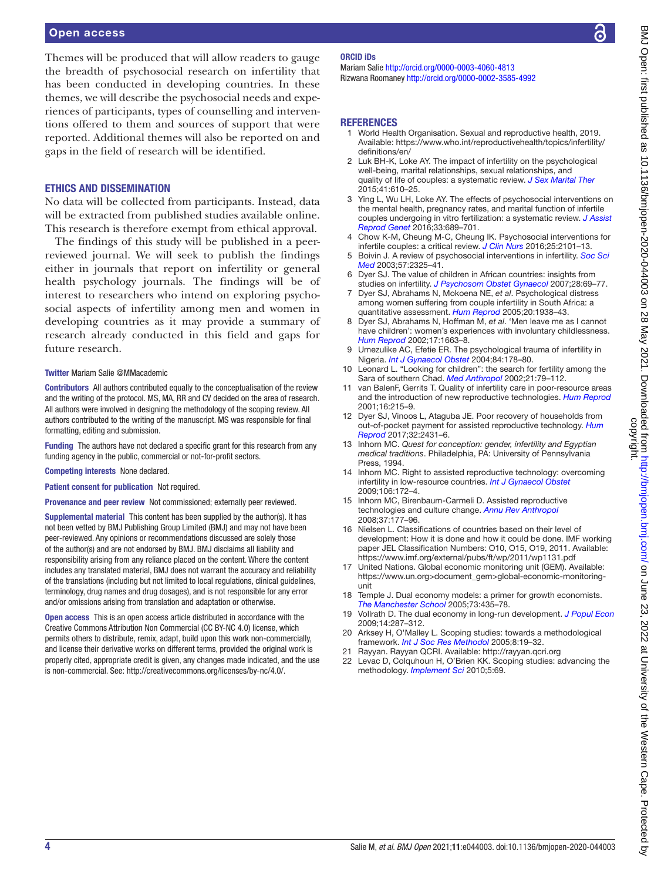Themes will be produced that will allow readers to gauge the breadth of psychosocial research on infertility that has been conducted in developing countries. In these themes, we will describe the psychosocial needs and experiences of participants, types of counselling and interventions offered to them and sources of support that were reported. Additional themes will also be reported on and gaps in the field of research will be identified.

## ETHICS AND DISSEMINATION

No data will be collected from participants. Instead, data will be extracted from published studies available online. This research is therefore exempt from ethical approval.

The findings of this study will be published in a peer-reviewed journal. We will seek to publish the findings either in journals that report on infertility or general health psychology journals. The findings will be of interest to researchers who intend on exploring psychosocial aspects of infertility among men and women in developing countries as it may provide a summary of research already conducted in this field and gaps for future research.

**Twitter** Mariam Salie @MMacademic

**Contributors** All authors contributed equally to the conceptualisation of the review and the writing of the protocol. MS, MA, RR and CV decided on the area of research. All authors were involved in designing the methodology of the scoping review. All authors contributed to the writing of the manuscript. MS was responsible for final formatting, editing and submission.

**Funding** The authors have not declared a specific grant for this research from any funding agency in the public, commercial or not-for-profit sectors.

**Competing interests** None declared.

**Patient consent for publication** Not required.

**Provenance and peer review** Not commissioned; externally peer reviewed.

**Supplemental material** This content has been supplied by the author(s). It has not been vetted by BMJ Publishing Group Limited (BMJ) and may not have been peer-reviewed. Any opinions or recommendations discussed are solely those of the author(s) and are not endorsed by BMJ. BMJ disclaims all liability and responsibility arising from any reliance placed on the content. Where the content includes any translated material, BMJ does not warrant the accuracy and reliability of the translations (including but not limited to local regulations, clinical guidelines, terminology, drug names and drug dosages), and is not responsible for any error and/or omissions arising from translation and adaptation or otherwise.

**Open access** This is an open access article distributed in accordance with the Creative Commons Attribution Non Commercial (CC BY-NC 4.0) license, which permits others to distribute, remix, adapt, build upon this work non-commercially, and license their derivative works on different terms, provided the original work is properly cited, appropriate credit is given, any changes made indicated, and the use is non-commercial. See: http://creativecommons.org/licenses/by-nc/4.0/.

### ORCID iDs

Mariam Salie http://orcid.org/0000-0003-4060-4813
Rizwana Roomaney http://orcid.org/0000-0002-3585-4992

## REFERENCES

1. World Health Organisation. Sexual and reproductive health, 2019. Available: https://www.who.int/reproductivehealth/topics/infertility/definitions/en/
2. Luk BH-K, Loke AY. The impact of infertility on the psychological well-being, marital relationships, sexual relationships, and quality of life of couples: a systematic review. *J Sex Marital Ther* 2015;41:610–25.
3. Ying L, Wu LH, Loke AY. The effects of psychosocial interventions on the mental health, pregnancy rates, and marital function of infertile couples undergoing in vitro fertilization: a systematic review. *J Assist Reprod Genet* 2016;33:689–701.
4. Chow K-M, Cheung M-C, Cheung IK. Psychosocial interventions for infertile couples: a critical review. *J Clin Nurs* 2016;25:2101–13.
5. Boivin J. A review of psychosocial interventions in infertility. *Soc Sci Med* 2003;57:2325–41.
6. Dyer SJ. The value of children in African countries: insights from studies on infertility. *J Psychosom Obstet Gynaecol* 2007;28:69–77.
7. Dyer SJ, Abrahams N, Mokoena NE, *et al*. Psychological distress among women suffering from couple infertility in South Africa: a quantitative assessment. *Hum Reprod* 2005;20:1938–43.
8. Dyer SJ, Abrahams N, Hoffman M, *et al*. 'Men leave me as I cannot have children': women's experiences with involuntary childlessness. *Hum Reprod* 2002;17:1663–8.
9. Umezulike AC, Efetie ER. The psychological trauma of infertility in Nigeria. *Int J Gynaecol Obstet* 2004;84:178–80.
10. Leonard L. "Looking for children": the search for fertility among the Sara of southern Chad. *Med Anthropol* 2002;21:79–112.
11. van BalenF, Gerrits T. Quality of infertility care in poor-resource areas and the introduction of new reproductive technologies. *Hum Reprod* 2001;16:215–9.
12. Dyer SJ, Vinoos L, Ataguba JE. Poor recovery of households from out-of-pocket payment for assisted reproductive technology. *Hum Reprod* 2017;32:2431–6.
13. Inhorn MC. *Quest for conception: gender, infertility and Egyptian medical traditions*. Philadelphia, PA: University of Pennsylvania Press, 1994.
14. Inhorn MC. Right to assisted reproductive technology: overcoming infertility in low-resource countries. *Int J Gynaecol Obstet* 2009;106:172–4.
15. Inhorn MC, Birenbaum-Carmeli D. Assisted reproductive technologies and culture change. *Annu Rev Anthropol* 2008;37:177–96.
16. Nielsen L. Classifications of countries based on their level of development: How it is done and how it could be done. IMF working paper JEL Classification Numbers: O10, O15, O19, 2011. Available: https://www.imf.org/external/pubs/ft/wp/2011/wp1131.pdf
17. United Nations. Global economic monitoring unit (GEM). Available: https://www.un.org>document_gem>global-economic-monitoring-unit
18. Temple J. Dual economy models: a primer for growth economists. *The Manchester School* 2005;73:435–78.
19. Vollrath D. The dual economy in long-run development. *J Popul Econ* 2009;14:287–312.
20. Arksey H, O'Malley L. Scoping studies: towards a methodological framework. *Int J Soc Res Methodol* 2005;8:19–32.
21. Rayyan. Rayyan QCRI. Available: http://rayyan.qcri.org
22. Levac D, Colquhoun H, O'Brien KK. Scoping studies: advancing the methodology. *Implement Sci* 2010;5:69.